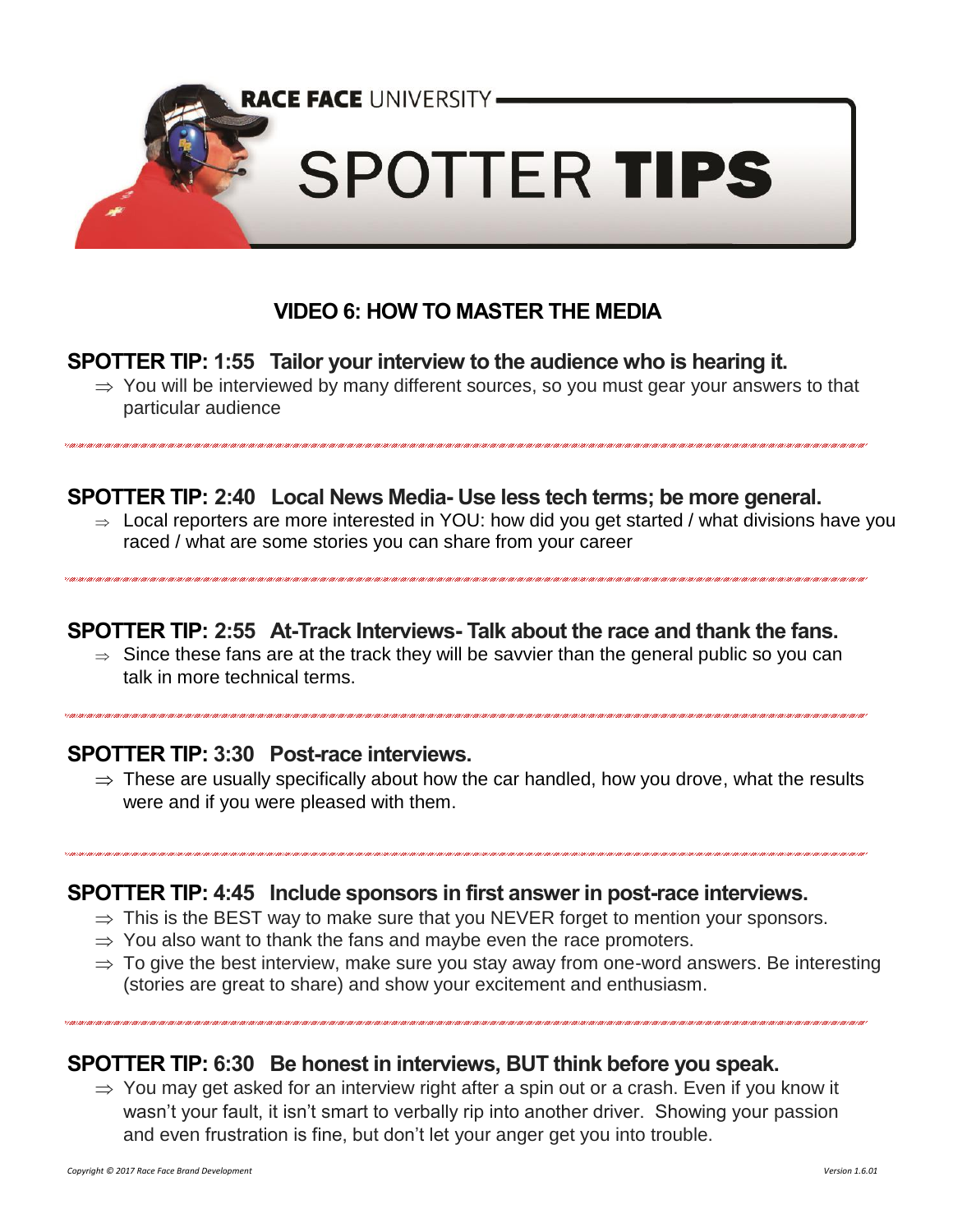RACE FACE UNIVERSITY

# SPOTTER **TIPS**

## VIDEO 6: HOW TO MASTER THE MEDIA

### SPOTTER TIP: 1:55 Tailor your interview to the audience who is hearing it.

- ⇒ You will be interviewed by many different sources, so you must gear your answers to that particular audience

### SPOTTER TIP: 2:40 Local News Media- Use less tech terms; be more general.

- ⇒ Local reporters are more interested in YOU: how did you get started / what divisions have you raced / what are some stories you can share from your career

### SPOTTER TIP: 2:55 At-Track Interviews- Talk about the race and thank the fans.

- ⇒ Since these fans are at the track they will be savvier than the general public so you can talk in more technical terms.

### SPOTTER TIP: 3:30 Post-race interviews.

- ⇒ These are usually specifically about how the car handled, how you drove, what the results were and if you were pleased with them.

### SPOTTER TIP: 4:45 Include sponsors in first answer in post-race interviews.

- ⇒ This is the BEST way to make sure that you NEVER forget to mention your sponsors.
- ⇒ You also want to thank the fans and maybe even the race promoters.
- ⇒ To give the best interview, make sure you stay away from one-word answers. Be interesting (stories are great to share) and show your excitement and enthusiasm.

### SPOTTER TIP: 6:30 Be honest in interviews, BUT think before you speak.

- ⇒ You may get asked for an interview right after a spin out or a crash. Even if you know it wasn't your fault, it isn't smart to verbally rip into another driver. Showing your passion and even frustration is fine, but don't let your anger get you into trouble.

*Copyright © 2017 Race Face Brand Development* *Version 1.6.01*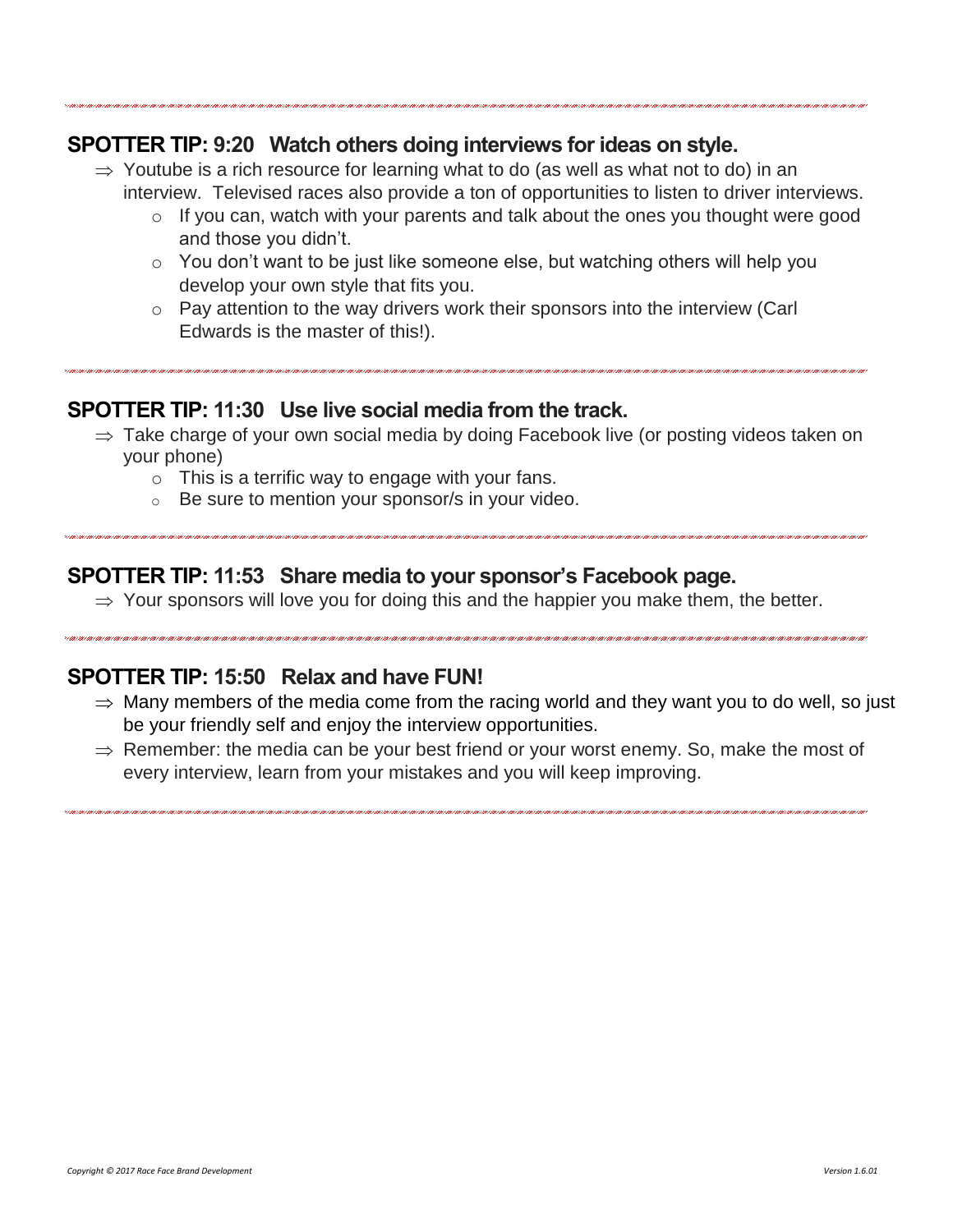## SPOTTER TIP: 9:20 Watch others doing interviews for ideas on style.

- ⇒ Youtube is a rich resource for learning what to do (as well as what not to do) in an interview. Televised races also provide a ton of opportunities to listen to driver interviews.
  - If you can, watch with your parents and talk about the ones you thought were good and those you didn't.
  - You don't want to be just like someone else, but watching others will help you develop your own style that fits you.
  - Pay attention to the way drivers work their sponsors into the interview (Carl Edwards is the master of this!).

## SPOTTER TIP: 11:30 Use live social media from the track.

- ⇒ Take charge of your own social media by doing Facebook live (or posting videos taken on your phone)
  - This is a terrific way to engage with your fans.
  - Be sure to mention your sponsor/s in your video.

## SPOTTER TIP: 11:53 Share media to your sponsor's Facebook page.

- ⇒ Your sponsors will love you for doing this and the happier you make them, the better.

## SPOTTER TIP: 15:50 Relax and have FUN!

- ⇒ Many members of the media come from the racing world and they want you to do well, so just be your friendly self and enjoy the interview opportunities.
- ⇒ Remember: the media can be your best friend or your worst enemy. So, make the most of every interview, learn from your mistakes and you will keep improving.

*Copyright © 2017 Race Face Brand Development* *Version 1.6.01*